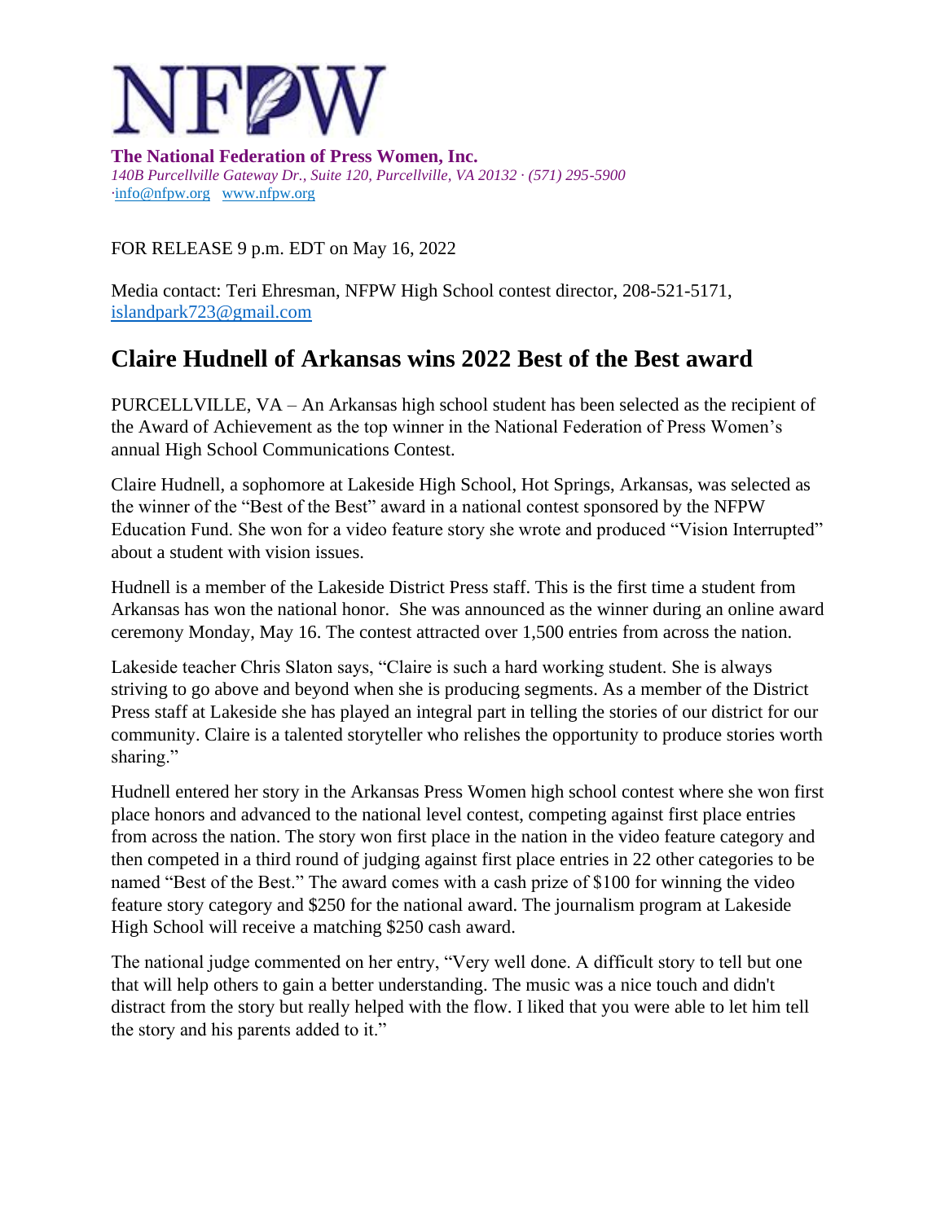**The National Federation of Press Women, Inc.**
*140B Purcellville Gateway Dr., Suite 120, Purcellville, VA 20132 · (571) 295-5900*
·info@nfpw.org www.nfpw.org

FOR RELEASE 9 p.m. EDT on May 16, 2022

Media contact: Teri Ehresman, NFPW High School contest director, 208-521-5171, islandpark723@gmail.com

## Claire Hudnell of Arkansas wins 2022 Best of the Best award

PURCELLVILLE, VA – An Arkansas high school student has been selected as the recipient of the Award of Achievement as the top winner in the National Federation of Press Women's annual High School Communications Contest.

Claire Hudnell, a sophomore at Lakeside High School, Hot Springs, Arkansas, was selected as the winner of the "Best of the Best" award in a national contest sponsored by the NFPW Education Fund. She won for a video feature story she wrote and produced "Vision Interrupted" about a student with vision issues.

Hudnell is a member of the Lakeside District Press staff. This is the first time a student from Arkansas has won the national honor. She was announced as the winner during an online award ceremony Monday, May 16. The contest attracted over 1,500 entries from across the nation.

Lakeside teacher Chris Slaton says, "Claire is such a hard working student. She is always striving to go above and beyond when she is producing segments. As a member of the District Press staff at Lakeside she has played an integral part in telling the stories of our district for our community. Claire is a talented storyteller who relishes the opportunity to produce stories worth sharing."

Hudnell entered her story in the Arkansas Press Women high school contest where she won first place honors and advanced to the national level contest, competing against first place entries from across the nation. The story won first place in the nation in the video feature category and then competed in a third round of judging against first place entries in 22 other categories to be named "Best of the Best." The award comes with a cash prize of $100 for winning the video feature story category and $250 for the national award. The journalism program at Lakeside High School will receive a matching $250 cash award.

The national judge commented on her entry, "Very well done. A difficult story to tell but one that will help others to gain a better understanding. The music was a nice touch and didn't distract from the story but really helped with the flow. I liked that you were able to let him tell the story and his parents added to it."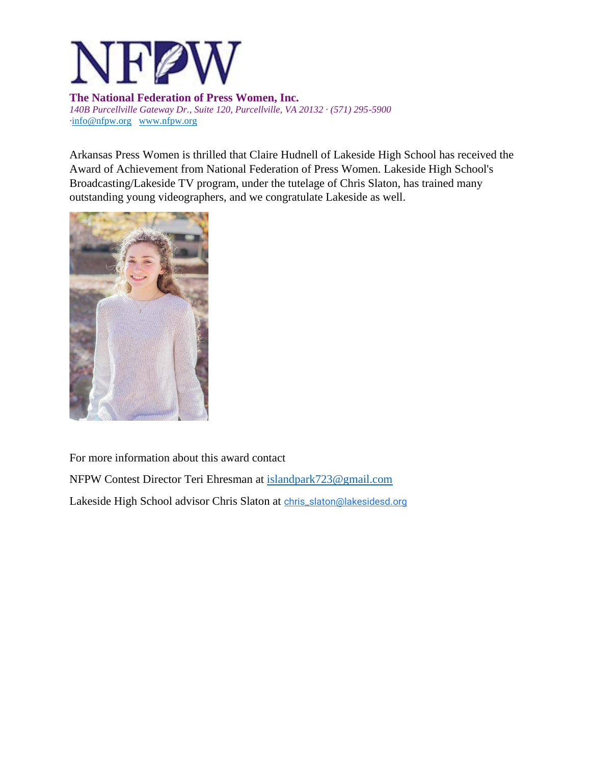NFPW

**The National Federation of Press Women, Inc.**
*140B Purcellville Gateway Dr., Suite 120, Purcellville, VA 20132 · (571) 295-5900*
·info@nfpw.org   www.nfpw.org

Arkansas Press Women is thrilled that Claire Hudnell of Lakeside High School has received the Award of Achievement from National Federation of Press Women. Lakeside High School's Broadcasting/Lakeside TV program, under the tutelage of Chris Slaton, has trained many outstanding young videographers, and we congratulate Lakeside as well.

For more information about this award contact

NFPW Contest Director Teri Ehresman at islandpark723@gmail.com

Lakeside High School advisor Chris Slaton at chris_slaton@lakesidesd.org